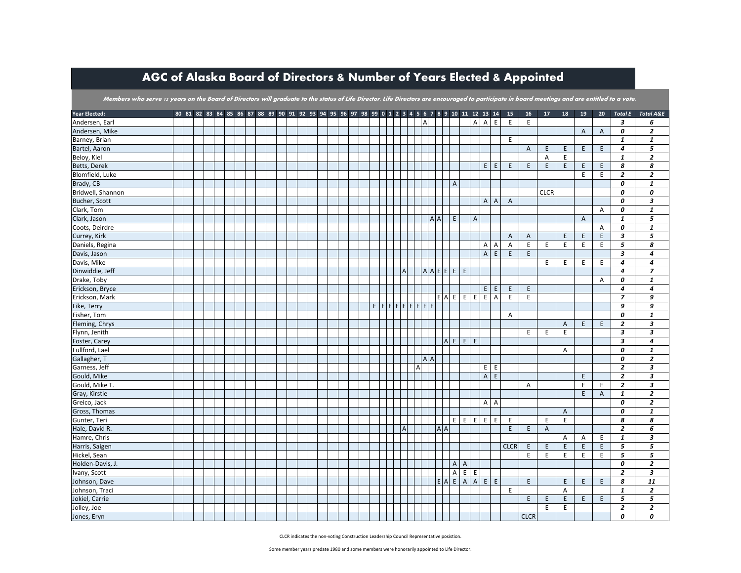# AGC of Alaska Board of Directors & Number of Years Elected & Appointed

***Members who serve 12 years on the Board of Directors will graduate to the status of Life Director. Life Directors are encouraged to participate in board meetings and are entitled to a vote.***

| Year Elected: | 80 | 81 | 82 | 83 | 84 | 85 | 86 | 87 | 88 | 89 | 90 | 91 | 92 | 93 | 94 | 95 | 96 | 97 | 98 | 99 | 0 | 1 | 2 | 3 | 4 | 5 | 6 | 7 | 8 | 9 | 10 | 11 | 12 | 13 | 14 | 15 | 16 | 17 | 18 | 19 | 20 | Total E | Total A&E |
|---|---|---|---|---|---|---|---|---|---|---|---|---|---|---|---|---|---|---|---|---|---|---|---|---|---|---|---|---|---|---|---|---|---|---|---|---|---|---|---|---|---|---|---|
| Andersen, Earl | | | | | | | | | | | | | | | | | | | | | | | | | | | A | | | | | | A | A | E | E | E | | | | | ***3*** | ***6*** |
| Andersen, Mike | | | | | | | | | | | | | | | | | | | | | | | | | | | | | | | | | | | | | | | | A | A | ***0*** | ***2*** |
| Barney, Brian | | | | | | | | | | | | | | | | | | | | | | | | | | | | | | | | | | | | E | | | | | | ***1*** | ***1*** |
| Bartel, Aaron | | | | | | | | | | | | | | | | | | | | | | | | | | | | | | | | | | | | | A | E | E | E | E | ***4*** | ***5*** |
| Beloy, Kiel | | | | | | | | | | | | | | | | | | | | | | | | | | | | | | | | | | | | | | A | E | | | ***1*** | ***2*** |
| Betts, Derek | | | | | | | | | | | | | | | | | | | | | | | | | | | | | | | | | | E | E | E | E | E | E | E | E | ***8*** | ***8*** |
| Blomfield, Luke | | | | | | | | | | | | | | | | | | | | | | | | | | | | | | | | | | | | | | | | E | E | ***2*** | ***2*** |
| Brady, CB | | | | | | | | | | | | | | | | | | | | | | | | | | | | | | | A | | | | | | | | | | | ***0*** | ***1*** |
| Bridwell, Shannon | | | | | | | | | | | | | | | | | | | | | | | | | | | | | | | | | | | | | | CLCR | | | | ***0*** | ***0*** |
| Bucher, Scott | | | | | | | | | | | | | | | | | | | | | | | | | | | | | | | | | | A | A | A | | | | | | ***0*** | ***3*** |
| Clark, Tom | | | | | | | | | | | | | | | | | | | | | | | | | | | | | | | | | | | | | | | | | A | ***0*** | ***1*** |
| Clark, Jason | | | | | | | | | | | | | | | | | | | | | | | | | | | | A | A | | E | | A | | | | | | | A | | ***1*** | ***5*** |
| Coots, Deirdre | | | | | | | | | | | | | | | | | | | | | | | | | | | | | | | | | | | | | | | | | A | ***0*** | ***1*** |
| Currey, Kirk | | | | | | | | | | | | | | | | | | | | | | | | | | | | | | | | | | | | A | A | | E | E | E | ***3*** | ***5*** |
| Daniels, Regina | | | | | | | | | | | | | | | | | | | | | | | | | | | | | | | | | | A | A | A | E | E | E | E | E | ***5*** | ***8*** |
| Davis, Jason | | | | | | | | | | | | | | | | | | | | | | | | | | | | | | | | | | A | E | E | E | | | | | ***3*** | ***4*** |
| Davis, Mike | | | | | | | | | | | | | | | | | | | | | | | | | | | | | | | | | | | | | | E | E | E | E | ***4*** | ***4*** |
| Dinwiddie, Jeff | | | | | | | | | | | | | | | | | | | | | | | | A | | | A | A | E | E | E | E | | | | | | | | | | ***4*** | ***7*** |
| Drake, Toby | | | | | | | | | | | | | | | | | | | | | | | | | | | | | | | | | | | | | | | | | A | ***0*** | ***1*** |
| Erickson, Bryce | | | | | | | | | | | | | | | | | | | | | | | | | | | | | | | | | | E | E | E | E | | | | | ***4*** | ***4*** |
| Erickson, Mark | | | | | | | | | | | | | | | | | | | | | | | | | | | | | E | A | E | E | E | E | A | E | E | | | | | ***7*** | ***9*** |
| Fike, Terry | | | | | | | | | | | | | | | | | | | | E | E | E | E | E | E | E | E | E | | | | | | | | | | | | | | ***9*** | ***9*** |
| Fisher, Tom | | | | | | | | | | | | | | | | | | | | | | | | | | | | | | | | | | | | A | | | | | | ***0*** | ***1*** |
| Fleming, Chrys | | | | | | | | | | | | | | | | | | | | | | | | | | | | | | | | | | | | | | | A | E | E | ***2*** | ***3*** |
| Flynn, Jenith | | | | | | | | | | | | | | | | | | | | | | | | | | | | | | | | | | | | | E | E | E | | | ***3*** | ***3*** |
| Foster, Carey | | | | | | | | | | | | | | | | | | | | | | | | | | | | | | A | E | E | E | | | | | | | | | ***3*** | ***4*** |
| Fullford, Lael | | | | | | | | | | | | | | | | | | | | | | | | | | | | | | | | | | | | | | | A | | | ***0*** | ***1*** |
| Gallagher, T | | | | | | | | | | | | | | | | | | | | | | | | | | | A | A | | | | | | | | | | | | | | ***0*** | ***2*** |
| Garness, Jeff | | | | | | | | | | | | | | | | | | | | | | | | | | A | | | | | | | | E | E | | | | | | | ***2*** | ***3*** |
| Gould, Mike | | | | | | | | | | | | | | | | | | | | | | | | | | | | | | | | | | A | E | | | | | E | | ***2*** | ***3*** |
| Gould, Mike T. | | | | | | | | | | | | | | | | | | | | | | | | | | | | | | | | | | | | | A | | | E | E | ***2*** | ***3*** |
| Gray, Kirstie | | | | | | | | | | | | | | | | | | | | | | | | | | | | | | | | | | | | | | | | E | A | ***1*** | ***2*** |
| Greico, Jack | | | | | | | | | | | | | | | | | | | | | | | | | | | | | | | | | | A | A | | | | | | | ***0*** | ***2*** |
| Gross, Thomas | | | | | | | | | | | | | | | | | | | | | | | | | | | | | | | | | | | | | | | A | | | ***0*** | ***1*** |
| Gunter, Teri | | | | | | | | | | | | | | | | | | | | | | | | | | | | | | | E | E | E | E | E | E | | E | E | | | ***8*** | ***8*** |
| Hale, David R. | | | | | | | | | | | | | | | | | | | | | | | | A | | | | | A | A | | | | | | E | E | A | | | | ***2*** | ***6*** |
| Hamre, Chris | | | | | | | | | | | | | | | | | | | | | | | | | | | | | | | | | | | | | | | A | A | E | ***1*** | ***3*** |
| Harris, Saigen | | | | | | | | | | | | | | | | | | | | | | | | | | | | | | | | | | | | CLCR | E | E | E | E | E | ***5*** | ***5*** |
| Hickel, Sean | | | | | | | | | | | | | | | | | | | | | | | | | | | | | | | | | | | | | E | E | E | E | E | ***5*** | ***5*** |
| Holden-Davis, J. | | | | | | | | | | | | | | | | | | | | | | | | | | | | | | | A | A | | | | | | | | | | ***0*** | ***2*** |
| Ivany, Scott | | | | | | | | | | | | | | | | | | | | | | | | | | | | | | | A | E | E | | | | | | | | | ***2*** | ***3*** |
| Johnson, Dave | | | | | | | | | | | | | | | | | | | | | | | | | | | | | E | A | E | A | A | E | E | | E | | E | E | E | ***8*** | ***11*** |
| Johnson, Traci | | | | | | | | | | | | | | | | | | | | | | | | | | | | | | | | | | | | E | | | A | | | ***1*** | ***2*** |
| Jokiel, Carrie | | | | | | | | | | | | | | | | | | | | | | | | | | | | | | | | | | | | | E | E | E | E | E | ***5*** | ***5*** |
| Jolley, Joe | | | | | | | | | | | | | | | | | | | | | | | | | | | | | | | | | | | | | | E | E | | | ***2*** | ***2*** |
| Jones, Eryn | | | | | | | | | | | | | | | | | | | | | | | | | | | | | | | | | | | | | CLCR | | | | | ***0*** | ***0*** |

CLCR indicates the non-voting Construction Leadership Council Representative posistion.

Some member years predate 1980 and some members were honorarily appointed to Life Director.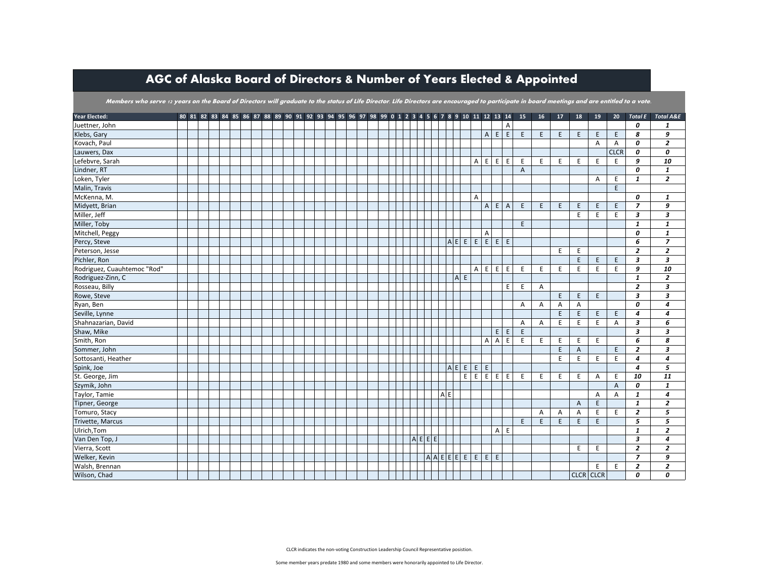# AGC of Alaska Board of Directors & Number of Years Elected & Appointed

*Members who serve 12 years on the Board of Directors will graduate to the status of Life Director. Life Directors are encouraged to participate in board meetings and are entitled to a vote.*

| Year Elected: | 80 | 81 | 82 | 83 | 84 | 85 | 86 | 87 | 88 | 89 | 90 | 91 | 92 | 93 | 94 | 95 | 96 | 97 | 98 | 99 | 0 | 1 | 2 | 3 | 4 | 5 | 6 | 7 | 8 | 9 | 10 | 11 | 12 | 13 | 14 | 15 | 16 | 17 | 18 | 19 | 20 | Total E | Total A&E |
|---|---|---|---|---|---|---|---|---|---|---|---|---|---|---|---|---|---|---|---|---|---|---|---|---|---|---|---|---|---|---|---|---|---|---|---|---|---|---|---|---|---|---|---|
| Juettner, John | | | | | | | | | | | | | | | | | | | | | | | | | | | | | | | | | | | A | | | | | | | ***0*** | ***1*** |
| Klebs, Gary | | | | | | | | | | | | | | | | | | | | | | | | | | | | | | | | | A | E | E | E | E | E | E | E | E | ***8*** | ***9*** |
| Kovach, Paul | | | | | | | | | | | | | | | | | | | | | | | | | | | | | | | | | | | | | | | | A | A | ***0*** | ***2*** |
| Lauwers, Dax | | | | | | | | | | | | | | | | | | | | | | | | | | | | | | | | | | | | | | | | | CLCR | ***0*** | ***0*** |
| Lefebvre, Sarah | | | | | | | | | | | | | | | | | | | | | | | | | | | | | | | | A | E | E | E | E | E | E | E | E | E | ***9*** | ***10*** |
| Lindner, RT | | | | | | | | | | | | | | | | | | | | | | | | | | | | | | | | | | | | A | | | | | | ***0*** | ***1*** |
| Loken, Tyler | | | | | | | | | | | | | | | | | | | | | | | | | | | | | | | | | | | | | | | | A | E | ***1*** | ***2*** |
| Malin, Travis | | | | | | | | | | | | | | | | | | | | | | | | | | | | | | | | | | | | | | | | | E | | |
| McKenna, M. | | | | | | | | | | | | | | | | | | | | | | | | | | | | | | | | A | | | | | | | | | | ***0*** | ***1*** |
| Midyett, Brian | | | | | | | | | | | | | | | | | | | | | | | | | | | | | | | | | A | E | A | E | E | E | E | E | E | ***7*** | ***9*** |
| Miller, Jeff | | | | | | | | | | | | | | | | | | | | | | | | | | | | | | | | | | | | | | | E | E | E | ***3*** | ***3*** |
| Miller, Toby | | | | | | | | | | | | | | | | | | | | | | | | | | | | | | | | | | | | E | | | | | | ***1*** | ***1*** |
| Mitchell, Peggy | | | | | | | | | | | | | | | | | | | | | | | | | | | | | | | | | A | | | | | | | | | ***0*** | ***1*** |
| Percy, Steve | | | | | | | | | | | | | | | | | | | | | | | | | | | | | A | E | E | E | E | E | E | | | | | | | ***6*** | ***7*** |
| Peterson, Jesse | | | | | | | | | | | | | | | | | | | | | | | | | | | | | | | | | | | | | | E | E | | | ***2*** | ***2*** |
| Pichler, Ron | | | | | | | | | | | | | | | | | | | | | | | | | | | | | | | | | | | | | | | E | E | E | ***3*** | ***3*** |
| Rodriguez, Cuauhtemoc "Rod" | | | | | | | | | | | | | | | | | | | | | | | | | | | | | | | | A | E | E | E | E | E | E | E | E | E | ***9*** | ***10*** |
| Rodriguez-Zinn, C | | | | | | | | | | | | | | | | | | | | | | | | | | | | | | A | E | | | | | | | | | | | ***1*** | ***2*** |
| Rosseau, Billy | | | | | | | | | | | | | | | | | | | | | | | | | | | | | | | | | | | E | E | A | | | | | ***2*** | ***3*** |
| Rowe, Steve | | | | | | | | | | | | | | | | | | | | | | | | | | | | | | | | | | | | | | E | E | E | | ***3*** | ***3*** |
| Ryan, Ben | | | | | | | | | | | | | | | | | | | | | | | | | | | | | | | | | | | | A | A | A | A | | | ***0*** | ***4*** |
| Seville, Lynne | | | | | | | | | | | | | | | | | | | | | | | | | | | | | | | | | | | | | | E | E | E | E | ***4*** | ***4*** |
| Shahnazarian, David | | | | | | | | | | | | | | | | | | | | | | | | | | | | | | | | | | | | A | A | E | E | E | A | ***3*** | ***6*** |
| Shaw, Mike | | | | | | | | | | | | | | | | | | | | | | | | | | | | | | | | | | E | E | E | | | | | | ***3*** | ***3*** |
| Smith, Ron | | | | | | | | | | | | | | | | | | | | | | | | | | | | | | | | | A | A | E | E | E | E | E | E | | ***6*** | ***8*** |
| Sommer, John | | | | | | | | | | | | | | | | | | | | | | | | | | | | | | | | | | | | | | E | A | | E | ***2*** | ***3*** |
| Sottosanti, Heather | | | | | | | | | | | | | | | | | | | | | | | | | | | | | | | | | | | | | | E | E | E | E | ***4*** | ***4*** |
| Spink, Joe | | | | | | | | | | | | | | | | | | | | | | | | | | | | | A | E | E | E | E | | | | | | | | | ***4*** | ***5*** |
| St. George, Jim | | | | | | | | | | | | | | | | | | | | | | | | | | | | | | | E | E | E | E | E | E | E | E | E | A | E | ***10*** | ***11*** |
| Szymik, John | | | | | | | | | | | | | | | | | | | | | | | | | | | | | | | | | | | | | | | | | A | ***0*** | ***1*** |
| Taylor, Tamie | | | | | | | | | | | | | | | | | | | | | | | | | | | | A | E | | | | | | | | | | | A | A | ***1*** | ***4*** |
| Tipner, George | | | | | | | | | | | | | | | | | | | | | | | | | | | | | | | | | | | | | | | A | E | | ***1*** | ***2*** |
| Tomuro, Stacy | | | | | | | | | | | | | | | | | | | | | | | | | | | | | | | | | | | | | A | A | A | E | E | ***2*** | ***5*** |
| Trivette, Marcus | | | | | | | | | | | | | | | | | | | | | | | | | | | | | | | | | | | | E | E | E | E | E | | ***5*** | ***5*** |
| Ulrich,Tom | | | | | | | | | | | | | | | | | | | | | | | | | | | | | | | | | | A | E | | | | | | | ***1*** | ***2*** |
| Van Den Top, J | | | | | | | | | | | | | | | | | | | | | | | | A | E | E | E | | | | | | | | | | | | | | | ***3*** | ***4*** |
| Vierra, Scott | | | | | | | | | | | | | | | | | | | | | | | | | | | | | | | | | | | | | | | E | E | | ***2*** | ***2*** |
| Welker, Kevin | | | | | | | | | | | | | | | | | | | | | | | | | | A | A | E | E | E | E | E | E | E | | | | | | | | ***7*** | ***9*** |
| Walsh, Brennan | | | | | | | | | | | | | | | | | | | | | | | | | | | | | | | | | | | | | | | | E | E | ***2*** | ***2*** |
| Wilson, Chad | | | | | | | | | | | | | | | | | | | | | | | | | | | | | | | | | | | | | | | CLCR | CLCR | | ***0*** | ***0*** |

CLCR indicates the non-voting Construction Leadership Council Representative posistion.

Some member years predate 1980 and some members were honorarily appointed to Life Director.